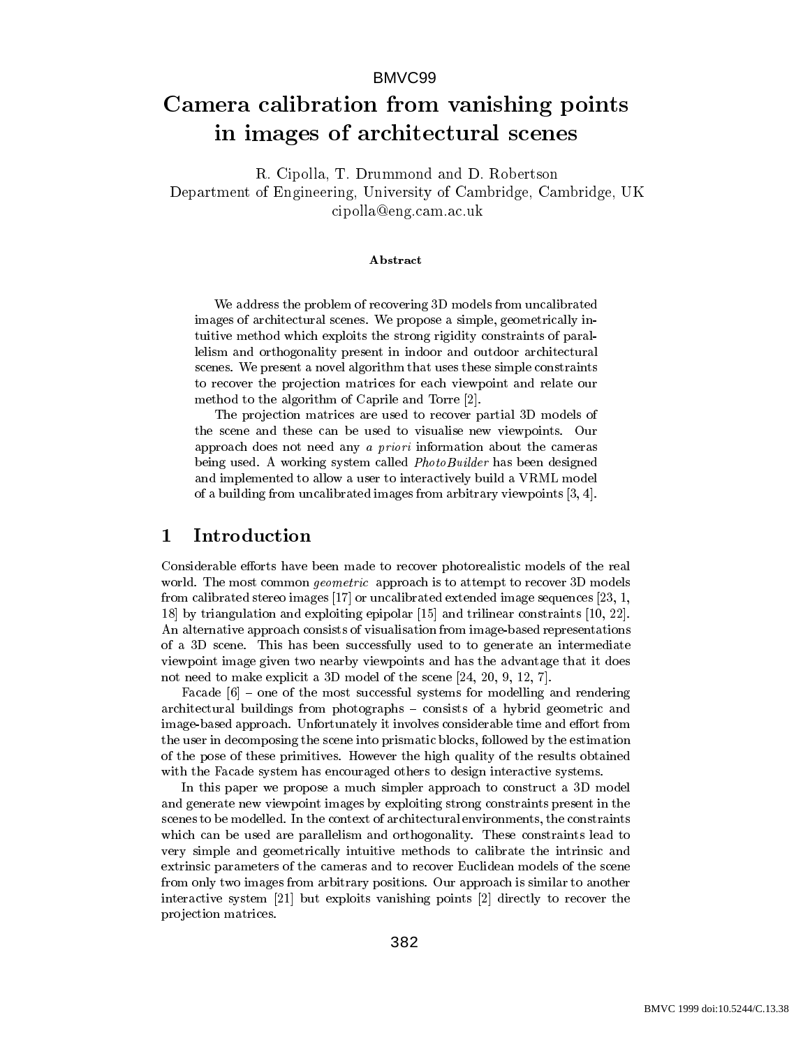# Camera calibration from vanishing points in images of architectural scenes

R. Cipolla, T. Drummond and D. Robertson
Department of Engineering, University of Cambridge, Cambridge, UK
cipolla@eng.cam.ac.uk

**Abstract**

We address the problem of recovering 3D models from uncalibrated images of architectural scenes. We propose a simple, geometrically intuitive method which exploits the strong rigidity constraints of parallelism and orthogonality present in indoor and outdoor architectural scenes. We present a novel algorithm that uses these simple constraints to recover the projection matrices for each viewpoint and relate our method to the algorithm of Caprile and Torre [2].

The projection matrices are used to recover partial 3D models of the scene and these can be used to visualise new viewpoints. Our approach does not need any *a priori* information about the cameras being used. A working system called *PhotoBuilder* has been designed and implemented to allow a user to interactively build a VRML model of a building from uncalibrated images from arbitrary viewpoints [3, 4].

## 1 Introduction

Considerable efforts have been made to recover photorealistic models of the real world. The most common *geometric* approach is to attempt to recover 3D models from calibrated stereo images [17] or uncalibrated extended image sequences [23, 1, 18] by triangulation and exploiting epipolar [15] and trilinear constraints [10, 22]. An alternative approach consists of visualisation from image-based representations of a 3D scene. This has been successfully used to to generate an intermediate viewpoint image given two nearby viewpoints and has the advantage that it does not need to make explicit a 3D model of the scene [24, 20, 9, 12, 7].

Facade [6] – one of the most successful systems for modelling and rendering architectural buildings from photographs – consists of a hybrid geometric and image-based approach. Unfortunately it involves considerable time and effort from the user in decomposing the scene into prismatic blocks, followed by the estimation of the pose of these primitives. However the high quality of the results obtained with the Facade system has encouraged others to design interactive systems.

In this paper we propose a much simpler approach to construct a 3D model and generate new viewpoint images by exploiting strong constraints present in the scenes to be modelled. In the context of architectural environments, the constraints which can be used are parallelism and orthogonality. These constraints lead to very simple and geometrically intuitive methods to calibrate the intrinsic and extrinsic parameters of the cameras and to recover Euclidean models of the scene from only two images from arbitrary positions. Our approach is similar to another interactive system [21] but exploits vanishing points [2] directly to recover the projection matrices.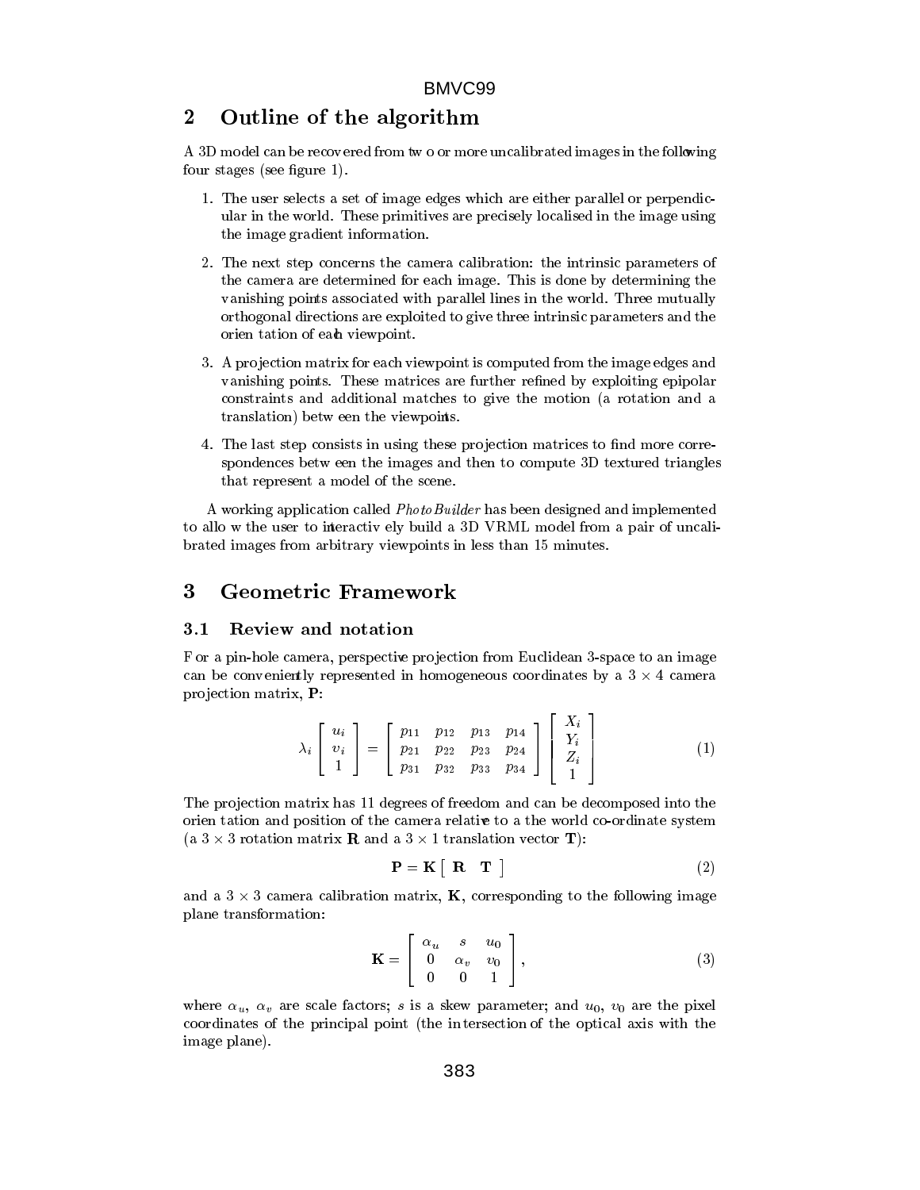## 2 Outline of the algorithm

A 3D model can be recovered from two or more uncalibrated images in the following four stages (see figure 1).

1. The user selects a set of image edges which are either parallel or perpendicular in the world. These primitives are precisely localised in the image using the image gradient information.

2. The next step concerns the camera calibration: the intrinsic parameters of the camera are determined for each image. This is done by determining the vanishing points associated with parallel lines in the world. Three mutually orthogonal directions are exploited to give three intrinsic parameters and the orientation of each viewpoint.

3. A projection matrix for each viewpoint is computed from the image edges and vanishing points. These matrices are further refined by exploiting epipolar constraints and additional matches to give the motion (a rotation and a translation) between the viewpoints.

4. The last step consists in using these projection matrices to find more correspondences between the images and then to compute 3D textured triangles that represent a model of the scene.

A working application called *PhotoBuilder* has been designed and implemented to allow the user to interactively build a 3D VRML model from a pair of uncalibrated images from arbitrary viewpoints in less than 15 minutes.

## 3 Geometric Framework

### 3.1 Review and notation

For a pin-hole camera, perspective projection from Euclidean 3-space to an image can be conveniently represented in homogeneous coordinates by a $3 \times 4$ camera projection matrix, $\mathbf{P}$:

$$\lambda_i \begin{bmatrix} u_i \\ v_i \\ 1 \end{bmatrix} = \begin{bmatrix} p_{11} & p_{12} & p_{13} & p_{14} \\ p_{21} & p_{22} & p_{23} & p_{24} \\ p_{31} & p_{32} & p_{33} & p_{34} \end{bmatrix} \begin{bmatrix} X_i \\ Y_i \\ Z_i \\ 1 \end{bmatrix} \tag{1}$$

The projection matrix has 11 degrees of freedom and can be decomposed into the orientation and position of the camera relative to a the world co-ordinate system (a $3 \times 3$ rotation matrix $\mathbf{R}$ and a $3 \times 1$ translation vector $\mathbf{T}$):

$$\mathbf{P} = \mathbf{K} \begin{bmatrix} \mathbf{R} & \mathbf{T} \end{bmatrix} \tag{2}$$

and a $3 \times 3$ camera calibration matrix, $\mathbf{K}$, corresponding to the following image plane transformation:

$$\mathbf{K} = \begin{bmatrix} \alpha_u & s & u_0 \\ 0 & \alpha_v & v_0 \\ 0 & 0 & 1 \end{bmatrix}, \tag{3}$$

where $\alpha_u$, $\alpha_v$ are scale factors; $s$ is a skew parameter; and $u_0$, $v_0$ are the pixel coordinates of the principal point (the intersection of the optical axis with the image plane).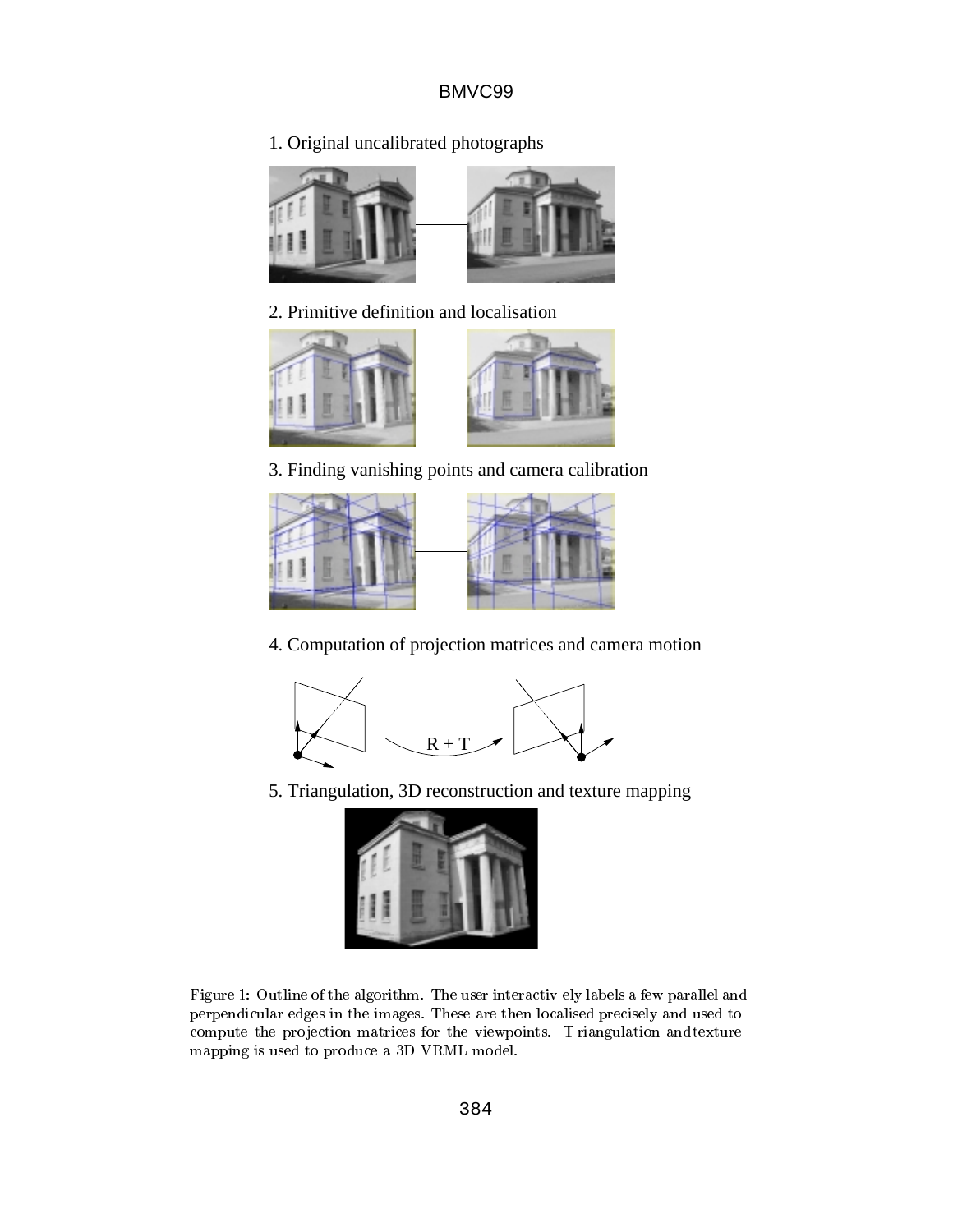1. Original uncalibrated photographs

2. Primitive definition and localisation

3. Finding vanishing points and camera calibration

4. Computation of projection matrices and camera motion

R + T

5. Triangulation, 3D reconstruction and texture mapping

Figure 1: Outline of the algorithm. The user interactively labels a few parallel and perpendicular edges in the images. These are then localised precisely and used to compute the projection matrices for the viewpoints. Triangulation and texture mapping is used to produce a 3D VRML model.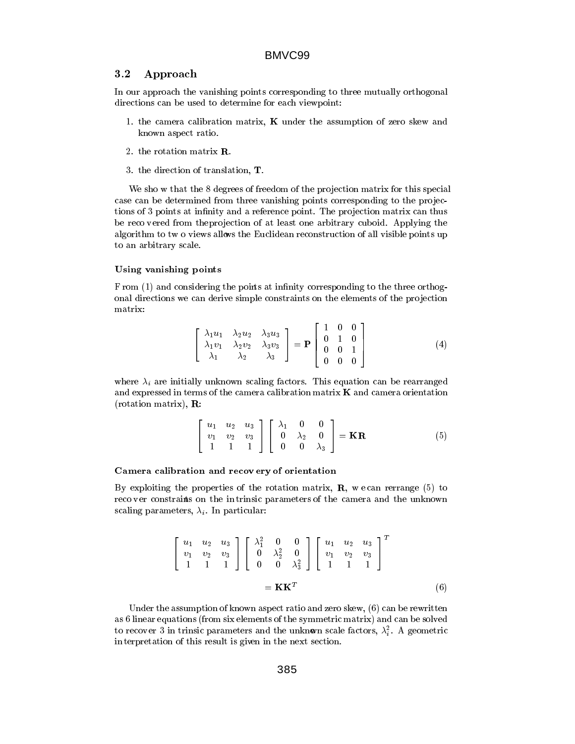### 3.2 Approach

In our approach the vanishing points corresponding to three mutually orthogonal directions can be used to determine for each viewpoint:

1. the camera calibration matrix, $\mathbf{K}$ under the assumption of zero skew and known aspect ratio.
2. the rotation matrix $\mathbf{R}$.
3. the direction of translation, $\mathbf{T}$.

We show that the 8 degrees of freedom of the projection matrix for this special case can be determined from three vanishing points corresponding to the projections of 3 points at infinity and a reference point. The projection matrix can thus be recovered from the projection of at least one arbitrary cuboid. Applying the algorithm to two views allows the Euclidean reconstruction of all visible points up to an arbitrary scale.

#### Using vanishing points

From (1) and considering the points at infinity corresponding to the three orthogonal directions we can derive simple constraints on the elements of the projection matrix:

$$\begin{bmatrix} \lambda_1 u_1 & \lambda_2 u_2 & \lambda_3 u_3 \\ \lambda_1 v_1 & \lambda_2 v_2 & \lambda_3 v_3 \\ \lambda_1 & \lambda_2 & \lambda_3 \end{bmatrix} = \mathbf{P} \begin{bmatrix} 1 & 0 & 0 \\ 0 & 1 & 0 \\ 0 & 0 & 1 \\ 0 & 0 & 0 \end{bmatrix} \tag{4}$$

where $\lambda_i$ are initially unknown scaling factors. This equation can be rearranged and expressed in terms of the camera calibration matrix $\mathbf{K}$ and camera orientation (rotation matrix), $\mathbf{R}$:

$$\begin{bmatrix} u_1 & u_2 & u_3 \\ v_1 & v_2 & v_3 \\ 1 & 1 & 1 \end{bmatrix} \begin{bmatrix} \lambda_1 & 0 & 0 \\ 0 & \lambda_2 & 0 \\ 0 & 0 & \lambda_3 \end{bmatrix} = \mathbf{KR} \tag{5}$$

#### Camera calibration and recovery of orientation

By exploiting the properties of the rotation matrix, $\mathbf{R}$, we can rerrange (5) to recover constraints on the intrinsic parameters of the camera and the unknown scaling parameters, $\lambda_i$. In particular:

$$\begin{bmatrix} u_1 & u_2 & u_3 \\ v_1 & v_2 & v_3 \\ 1 & 1 & 1 \end{bmatrix} \begin{bmatrix} \lambda_1^2 & 0 & 0 \\ 0 & \lambda_2^2 & 0 \\ 0 & 0 & \lambda_3^2 \end{bmatrix} \begin{bmatrix} u_1 & u_2 & u_3 \\ v_1 & v_2 & v_3 \\ 1 & 1 & 1 \end{bmatrix}^T = \mathbf{KK}^T \tag{6}$$

Under the assumption of known aspect ratio and zero skew, (6) can be rewritten as 6 linear equations (from six elements of the symmetric matrix) and can be solved to recover 3 intrinsic parameters and the unknown scale factors, $\lambda_i^2$. A geometric interpretation of this result is given in the next section.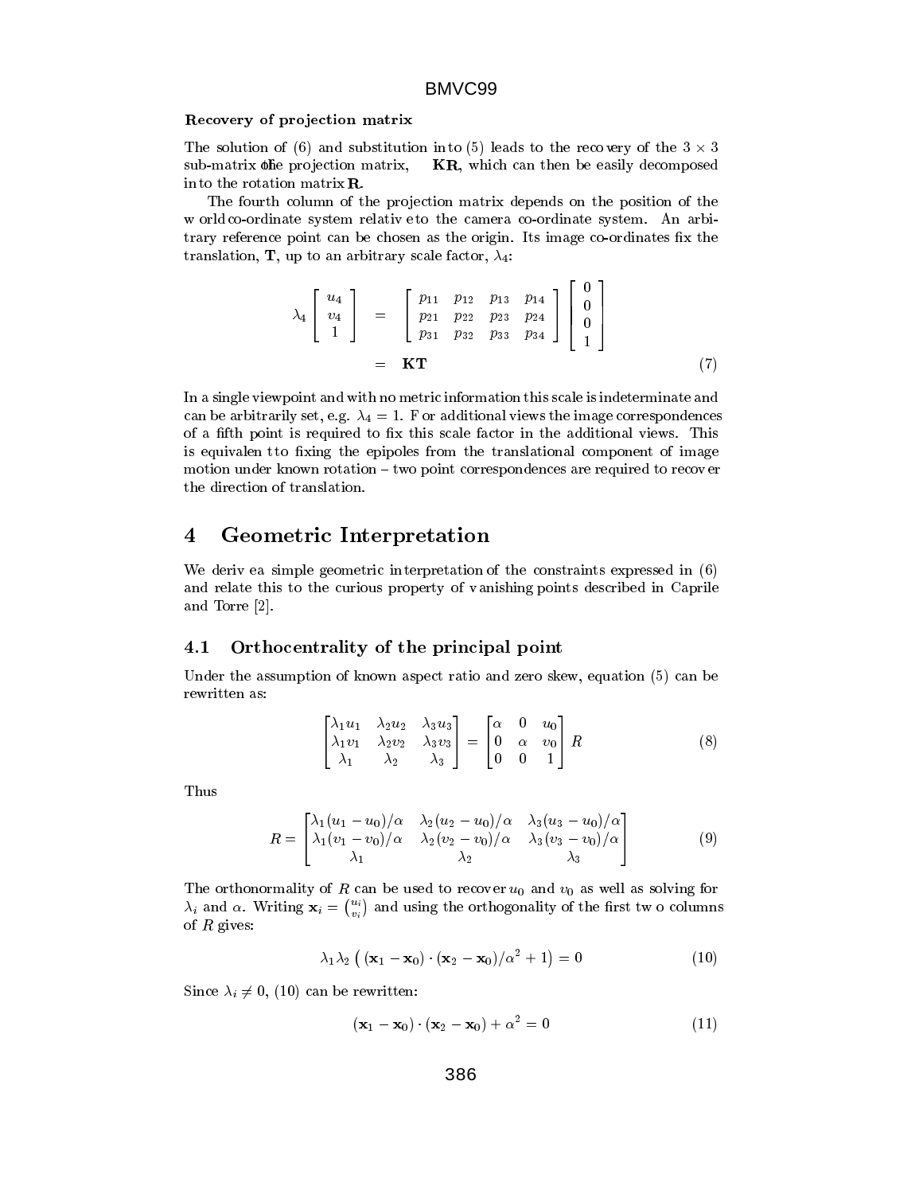**Recovery of projection matrix**

The solution of (6) and substitution into (5) leads to the recovery of the $3 \times 3$ sub-matrix of the projection matrix, **KR**, which can then be easily decomposed into the rotation matrix **R**.

The fourth column of the projection matrix depends on the position of the world co-ordinate system relative to the camera co-ordinate system. An arbitrary reference point can be chosen as the origin. Its image co-ordinates fix the translation, **T**, up to an arbitrary scale factor, $\lambda_4$:

$$
\begin{aligned}
\lambda_4 \begin{bmatrix} u_4 \\ v_4 \\ 1 \end{bmatrix} &= \begin{bmatrix} p_{11} & p_{12} & p_{13} & p_{14} \\ p_{21} & p_{22} & p_{23} & p_{24} \\ p_{31} & p_{32} & p_{33} & p_{34} \end{bmatrix} \begin{bmatrix} 0 \\ 0 \\ 0 \\ 1 \end{bmatrix} \\
&= \mathbf{KT}
\end{aligned} \tag{7}
$$

In a single viewpoint and with no metric information this scale is indeterminate and can be arbitrarily set, e.g. $\lambda_4 = 1$. For additional views the image correspondences of a fifth point is required to fix this scale factor in the additional views. This is equivalent to fixing the epipoles from the translational component of image motion under known rotation – two point correspondences are required to recover the direction of translation.

## 4 Geometric Interpretation

We derive a simple geometric interpretation of the constraints expressed in (6) and relate this to the curious property of vanishing points described in Caprile and Torre [2].

### 4.1 Orthocentrality of the principal point

Under the assumption of known aspect ratio and zero skew, equation (5) can be rewritten as:

$$
\begin{bmatrix} \lambda_1 u_1 & \lambda_2 u_2 & \lambda_3 u_3 \\ \lambda_1 v_1 & \lambda_2 v_2 & \lambda_3 v_3 \\ \lambda_1 & \lambda_2 & \lambda_3 \end{bmatrix} = \begin{bmatrix} \alpha & 0 & u_0 \\ 0 & \alpha & v_0 \\ 0 & 0 & 1 \end{bmatrix} R \tag{8}
$$

Thus

$$
R = \begin{bmatrix} \lambda_1 (u_1 - u_0)/\alpha & \lambda_2 (u_2 - u_0)/\alpha & \lambda_3 (u_3 - u_0)/\alpha \\ \lambda_1 (v_1 - v_0)/\alpha & \lambda_2 (v_2 - v_0)/\alpha & \lambda_3 (v_3 - v_0)/\alpha \\ \lambda_1 & \lambda_2 & \lambda_3 \end{bmatrix} \tag{9}
$$

The orthonormality of $R$ can be used to recover $u_0$ and $v_0$ as well as solving for $\lambda_i$ and $\alpha$. Writing $\mathbf{x}_i = \binom{u_i}{v_i}$ and using the orthogonality of the first two columns of $R$ gives:

$$
\lambda_1 \lambda_2 \left( (\mathbf{x}_1 - \mathbf{x}_0) \cdot (\mathbf{x}_2 - \mathbf{x}_0)/\alpha^2 + 1 \right) = 0 \tag{10}
$$

Since $\lambda_i \neq 0$, (10) can be rewritten:

$$
(\mathbf{x}_1 - \mathbf{x}_0) \cdot (\mathbf{x}_2 - \mathbf{x}_0) + \alpha^2 = 0 \tag{11}
$$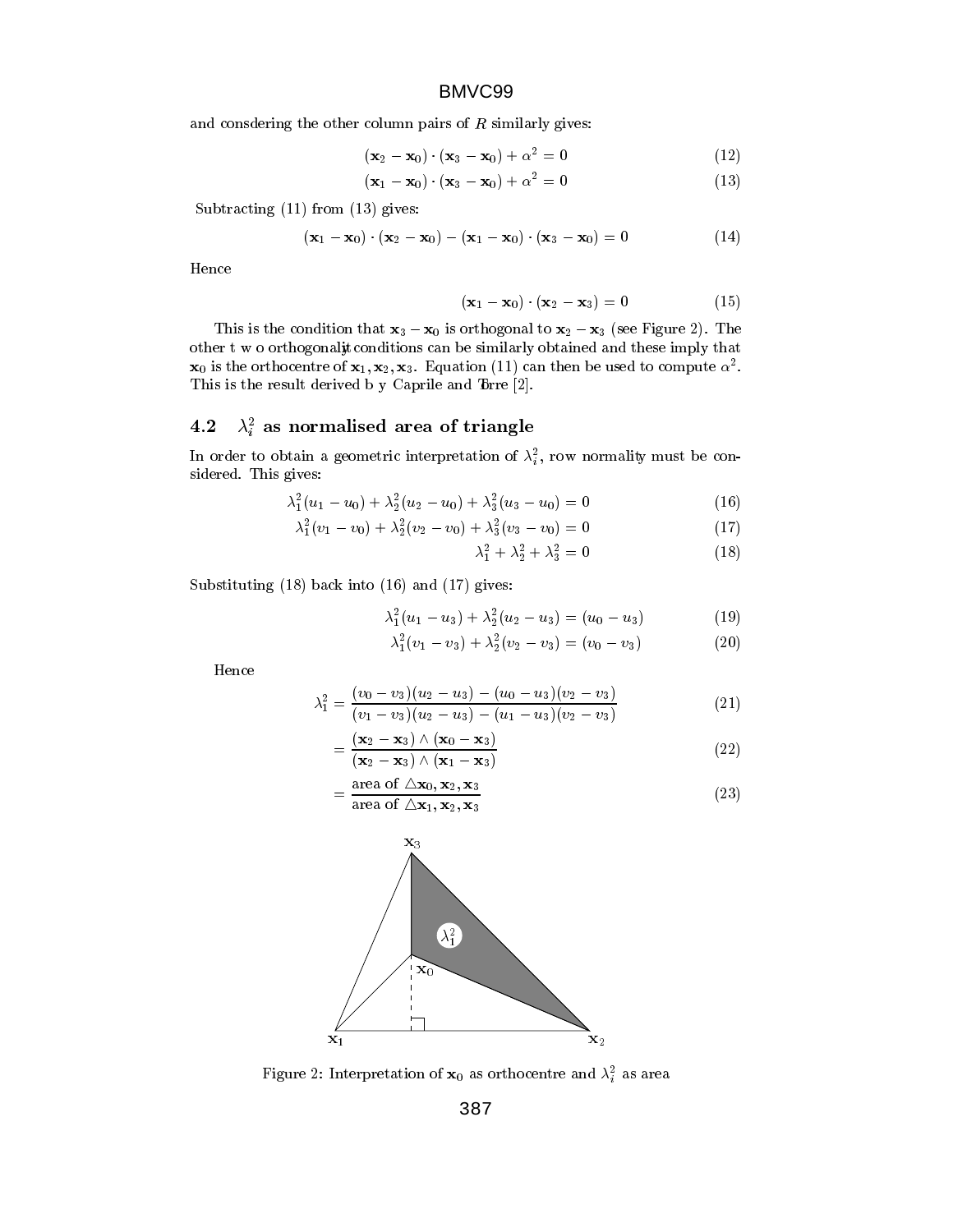and consdering the other column pairs of $R$ similarly gives:

$$(\mathbf{x}_2 - \mathbf{x}_0) \cdot (\mathbf{x}_3 - \mathbf{x}_0) + \alpha^2 = 0 \tag{12}$$

$$(\mathbf{x}_1 - \mathbf{x}_0) \cdot (\mathbf{x}_3 - \mathbf{x}_0) + \alpha^2 = 0 \tag{13}$$

Subtracting (11) from (13) gives:

$$(\mathbf{x}_1 - \mathbf{x}_0) \cdot (\mathbf{x}_2 - \mathbf{x}_0) - (\mathbf{x}_1 - \mathbf{x}_0) \cdot (\mathbf{x}_3 - \mathbf{x}_0) = 0 \tag{14}$$

Hence

$$(\mathbf{x}_1 - \mathbf{x}_0) \cdot (\mathbf{x}_2 - \mathbf{x}_3) = 0 \tag{15}$$

This is the condition that $\mathbf{x}_3 - \mathbf{x}_0$ is orthogonal to $\mathbf{x}_2 - \mathbf{x}_3$ (see Figure 2). The other two orthogonality conditions can be similarly obtained and these imply that $\mathbf{x}_0$ is the orthocentre of $\mathbf{x}_1, \mathbf{x}_2, \mathbf{x}_3$. Equation (11) can then be used to compute $\alpha^2$. This is the result derived by Caprile and Torre [2].

## 4.2 $\lambda_i^2$ as normalised area of triangle

In order to obtain a geometric interpretation of $\lambda_i^2$, row normality must be considered. This gives:

$$\lambda_1^2(u_1 - u_0) + \lambda_2^2(u_2 - u_0) + \lambda_3^2(u_3 - u_0) = 0 \tag{16}$$

$$\lambda_1^2(v_1 - v_0) + \lambda_2^2(v_2 - v_0) + \lambda_3^2(v_3 - v_0) = 0 \tag{17}$$

$$\lambda_1^2 + \lambda_2^2 + \lambda_3^2 = 0 \tag{18}$$

Substituting (18) back into (16) and (17) gives:

$$\lambda_1^2(u_1 - u_3) + \lambda_2^2(u_2 - u_3) = (u_0 - u_3) \tag{19}$$

$$\lambda_1^2(v_1 - v_3) + \lambda_2^2(v_2 - v_3) = (v_0 - v_3) \tag{20}$$

Hence

$$\lambda_1^2 = \frac{(v_0 - v_3)(u_2 - u_3) - (u_0 - u_3)(v_2 - v_3)}{(v_1 - v_3)(u_2 - u_3) - (u_1 - u_3)(v_2 - v_3)} \tag{21}$$

$$= \frac{(\mathbf{x}_2 - \mathbf{x}_3) \wedge (\mathbf{x}_0 - \mathbf{x}_3)}{(\mathbf{x}_2 - \mathbf{x}_3) \wedge (\mathbf{x}_1 - \mathbf{x}_3)} \tag{22}$$

$$= \frac{\text{area of } \triangle \mathbf{x}_0, \mathbf{x}_2, \mathbf{x}_3}{\text{area of } \triangle \mathbf{x}_1, \mathbf{x}_2, \mathbf{x}_3} \tag{23}$$

Figure 2: Interpretation of $\mathbf{x}_0$ as orthocentre and $\lambda_i^2$ as area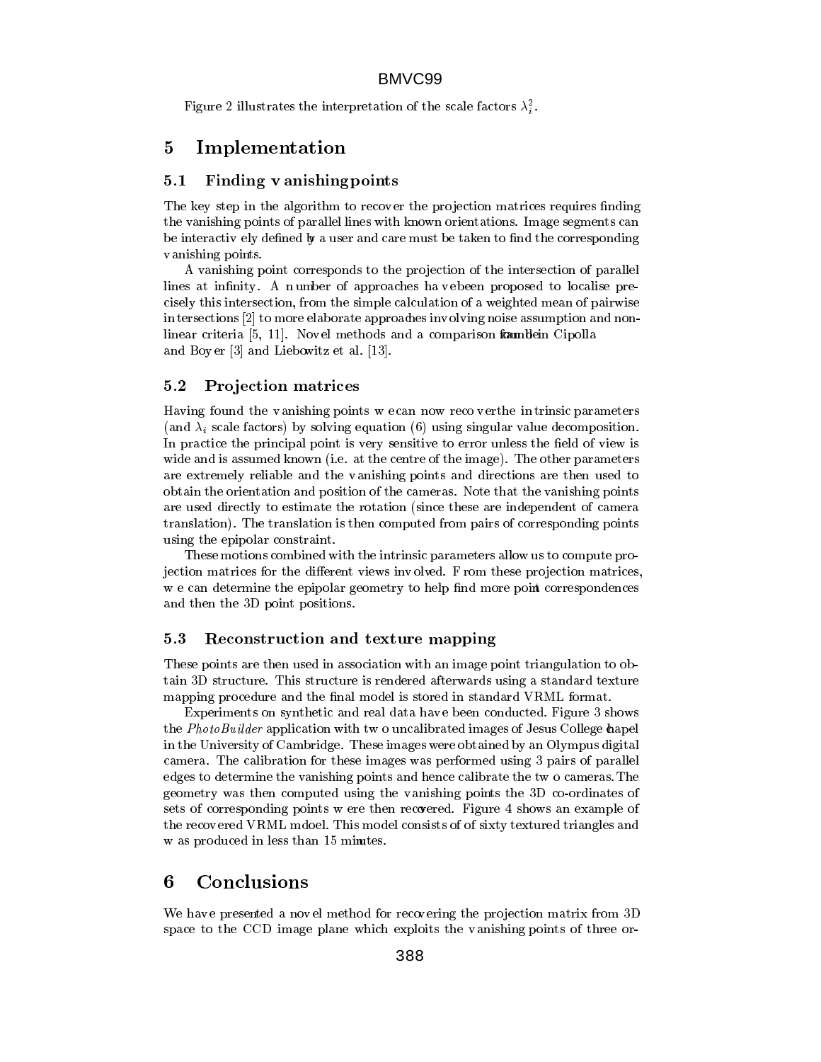Figure 2 illustrates the interpretation of the scale factors $\lambda_i^2$.

# 5 Implementation

## 5.1 Finding vanishing points

The key step in the algorithm to recover the projection matrices requires finding the vanishing points of parallel lines with known orientations. Image segments can be interactively defined by a user and care must be taken to find the corresponding vanishing points.

A vanishing point corresponds to the projection of the intersection of parallel lines at infinity. A number of approaches have been proposed to localise precisely this intersection, from the simple calculation of a weighted mean of pairwise intersections [2] to more elaborate approaches involving noise assumption and non-linear criteria [5, 11]. Novel methods and a comparison foundbein Cipolla and Boyer [3] and Liebowitz et al. [13].

## 5.2 Projection matrices

Having found the vanishing points we can now recover the intrinsic parameters (and $\lambda_i$ scale factors) by solving equation (6) using singular value decomposition. In practice the principal point is very sensitive to error unless the field of view is wide and is assumed known (i.e. at the centre of the image). The other parameters are extremely reliable and the vanishing points and directions are then used to obtain the orientation and position of the cameras. Note that the vanishing points are used directly to estimate the rotation (since these are independent of camera translation). The translation is then computed from pairs of corresponding points using the epipolar constraint.

These motions combined with the intrinsic parameters allow us to compute projection matrices for the different views involved. From these projection matrices, we can determine the epipolar geometry to help find more point correspondences and then the 3D point positions.

## 5.3 Reconstruction and texture mapping

These points are then used in association with an image point triangulation to obtain 3D structure. This structure is rendered afterwards using a standard texture mapping procedure and the final model is stored in standard VRML format.

Experiments on synthetic and real data have been conducted. Figure 3 shows the *PhotoBuilder* application with two uncalibrated images of Jesus College chapel in the University of Cambridge. These images were obtained by an Olympus digital camera. The calibration for these images was performed using 3 pairs of parallel edges to determine the vanishing points and hence calibrate the two cameras. The geometry was then computed using the vanishing points the 3D co-ordinates of sets of corresponding points were then recovered. Figure 4 shows an example of the recovered VRML mdoel. This model consists of of sixty textured triangles and was produced in less than 15 minutes.

# 6 Conclusions

We have presented a novel method for recovering the projection matrix from 3D space to the CCD image plane which exploits the vanishing points of three or-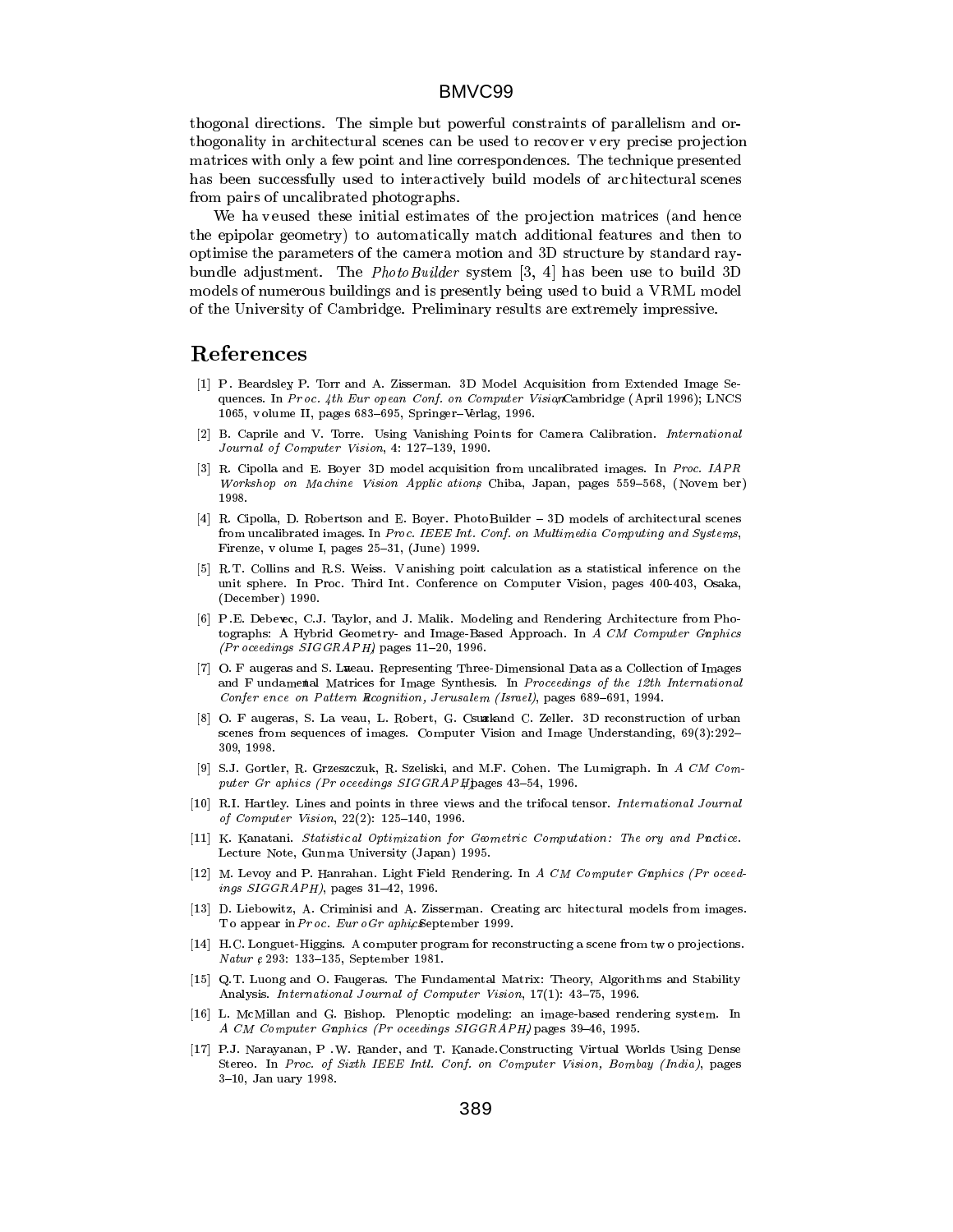thogonal directions. The simple but powerful constraints of parallelism and orthogonality in architectural scenes can be used to recover very precise projection matrices with only a few point and line correspondences. The technique presented has been successfully used to interactively build models of architectural scenes from pairs of uncalibrated photographs.

We have used these initial estimates of the projection matrices (and hence the epipolar geometry) to automatically match additional features and then to optimise the parameters of the camera motion and 3D structure by standard ray-bundle adjustment. The *PhotoBuilder* system [3, 4] has been use to build 3D models of numerous buildings and is presently being used to buid a VRML model of the University of Cambridge. Preliminary results are extremely impressive.

## References

[1] P. Beardsley P. Torr and A. Zisserman. 3D Model Acquisition from Extended Image Sequences. In *Proc. 4th European Conf. on Computer Vision*, Cambridge (April 1996); LNCS 1065, volume II, pages 683–695, Springer–Verlag, 1996.

[2] B. Caprile and V. Torre. Using Vanishing Points for Camera Calibration. *International Journal of Computer Vision*, 4: 127–139, 1990.

[3] R. Cipolla and E. Boyer 3D model acquisition from uncalibrated images. In *Proc. IAPR Workshop on Machine Vision Applications*, Chiba, Japan, pages 559–568, (November) 1998.

[4] R. Cipolla, D. Robertson and E. Boyer. PhotoBuilder – 3D models of architectural scenes from uncalibrated images. In *Proc. IEEE Int. Conf. on Multimedia Computing and Systems*, Firenze, volume I, pages 25–31, (June) 1999.

[5] R.T. Collins and R.S. Weiss. Vanishing point calculation as a statistical inference on the unit sphere. In Proc. Third Int. Conference on Computer Vision, pages 400-403, Osaka, (December) 1990.

[6] P.E. Debevec, C.J. Taylor, and J. Malik. Modeling and Rendering Architecture from Photographs: A Hybrid Geometry- and Image-Based Approach. In *ACM Computer Graphics (Proceedings SIGGRAPH)*, pages 11–20, 1996.

[7] O. Faugeras and S. Laveau. Representing Three-Dimensional Data as a Collection of Images and Fundamental Matrices for Image Synthesis. In *Proceedings of the 12th International Conference on Pattern Recognition, Jerusalem (Israel)*, pages 689–691, 1994.

[8] O. Faugeras, S. Laveau, L. Robert, G. Csurka and C. Zeller. 3D reconstruction of urban scenes from sequences of images. Computer Vision and Image Understanding, 69(3):292–309, 1998.

[9] S.J. Gortler, R. Grzeszczuk, R. Szeliski, and M.F. Cohen. The Lumigraph. In *ACM Computer Graphics (Proceedings SIGGRAPH)*, pages 43–54, 1996.

[10] R.I. Hartley. Lines and points in three views and the trifocal tensor. *International Journal of Computer Vision*, 22(2): 125–140, 1996.

[11] K. Kanatani. *Statistical Optimization for Geometric Computation: Theory and Practice.* Lecture Note, Gunma University (Japan) 1995.

[12] M. Levoy and P. Hanrahan. Light Field Rendering. In *ACM Computer Graphics (Proceedings SIGGRAPH)*, pages 31–42, 1996.

[13] D. Liebowitz, A. Criminisi and A. Zisserman. Creating architectural models from images. To appear in *Proc. EuroGraphics*, September 1999.

[14] H.C. Longuet-Higgins. A computer program for reconstructing a scene from two projections. *Nature*, 293: 133–135, September 1981.

[15] Q.T. Luong and O. Faugeras. The Fundamental Matrix: Theory, Algorithms and Stability Analysis. *International Journal of Computer Vision*, 17(1): 43–75, 1996.

[16] L. McMillan and G. Bishop. Plenoptic modeling: an image-based rendering system. In *ACM Computer Graphics (Proceedings SIGGRAPH)*, pages 39–46, 1995.

[17] P.J. Narayanan, P.W. Rander, and T. Kanade. Constructing Virtual Worlds Using Dense Stereo. In *Proc. of Sixth IEEE Intl. Conf. on Computer Vision, Bombay (India)*, pages 3–10, January 1998.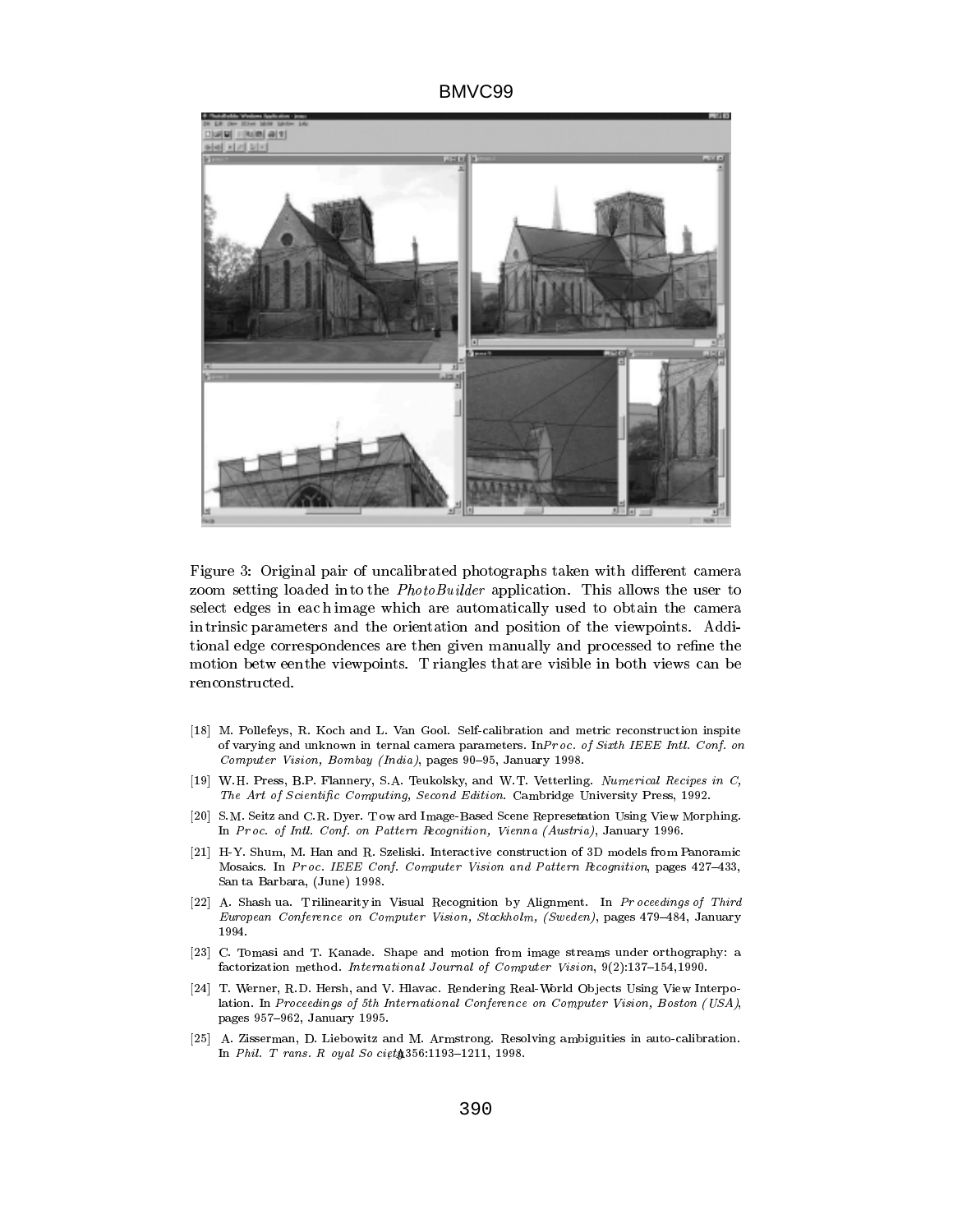Figure 3: Original pair of uncalibrated photographs taken with different camera zoom setting loaded into the *PhotoBuilder* application. This allows the user to select edges in each image which are automatically used to obtain the camera intrinsic parameters and the orientation and position of the viewpoints. Additional edge correspondences are then given manually and processed to refine the motion between the viewpoints. Triangles that are visible in both views can be renconstructed.

[18] M. Pollefeys, R. Koch and L. Van Gool. Self-calibration and metric reconstruction inspite of varying and unknown internal camera parameters. In *Proc. of Sixth IEEE Intl. Conf. on Computer Vision, Bombay (India)*, pages 90–95, January 1998.

[19] W.H. Press, B.P. Flannery, S.A. Teukolsky, and W.T. Vetterling. *Numerical Recipes in C, The Art of Scientific Computing, Second Edition*. Cambridge University Press, 1992.

[20] S.M. Seitz and C.R. Dyer. Toward Image-Based Scene Representation Using View Morphing. In *Proc. of Intl. Conf. on Pattern Recognition, Vienna (Austria)*, January 1996.

[21] H-Y. Shum, M. Han and R. Szeliski. Interactive construction of 3D models from Panoramic Mosaics. In *Proc. IEEE Conf. Computer Vision and Pattern Recognition*, pages 427–433, Santa Barbara, (June) 1998.

[22] A. Shashua. Trilinearity in Visual Recognition by Alignment. In *Proceedings of Third European Conference on Computer Vision, Stockholm, (Sweden)*, pages 479–484, January 1994.

[23] C. Tomasi and T. Kanade. Shape and motion from image streams under orthography: a factorization method. *International Journal of Computer Vision*, 9(2):137–154,1990.

[24] T. Werner, R.D. Hersh, and V. Hlavac. Rendering Real-World Objects Using View Interpolation. In *Proceedings of 5th International Conference on Computer Vision, Boston (USA)*, pages 957–962, January 1995.

[25] A. Zisserman, D. Liebowitz and M. Armstrong. Resolving ambiguities in auto-calibration. In *Phil. Trans. Royal Society*, A356:1193–1211, 1998.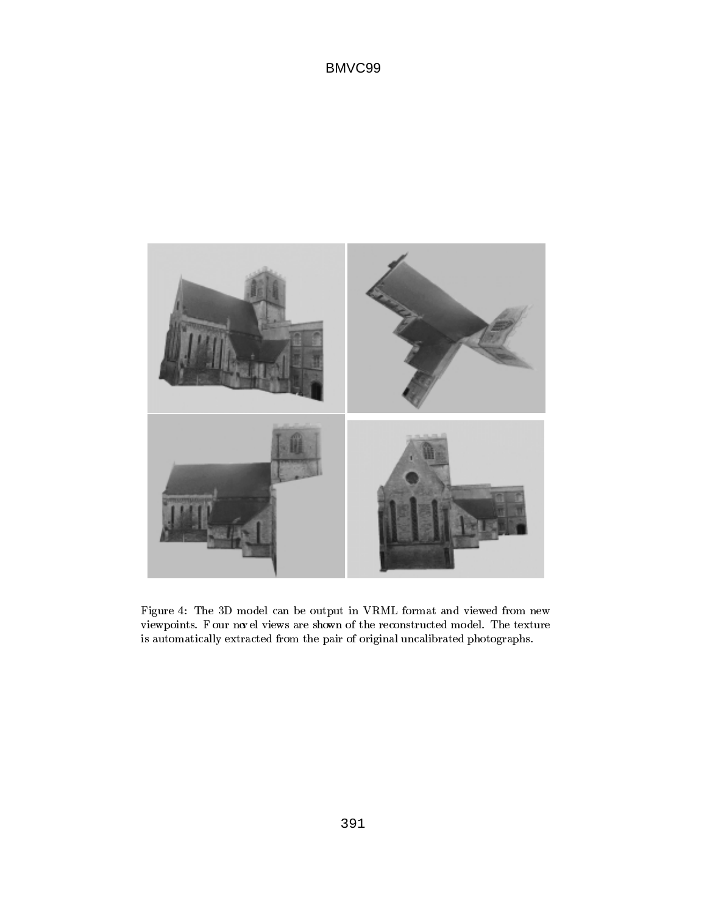Figure 4: The 3D model can be output in VRML format and viewed from new viewpoints. Four novel views are shown of the reconstructed model. The texture is automatically extracted from the pair of original uncalibrated photographs.